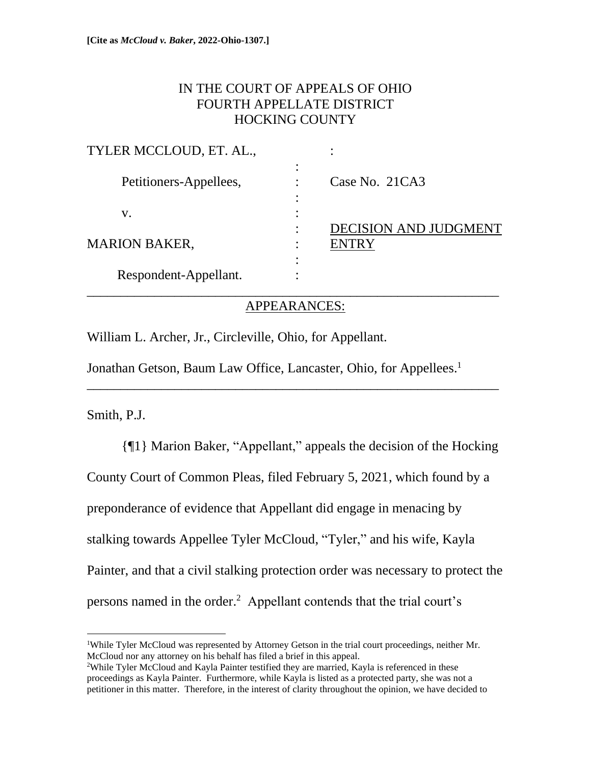**[Cite as *McCloud v. Baker*, 2022-Ohio-1307.]**

IN THE COURT OF APPEALS OF OHIO
FOURTH APPELLATE DISTRICT
HOCKING COUNTY

| | | |
|---|---|---|
| TYLER MCCLOUD, ET. AL., | : | |
| Petitioners-Appellees, | : | Case No. 21CA3 |
| v. | : | |
| MARION BAKER, | : | DECISION AND JUDGMENT ENTRY |
| Respondent-Appellant. | : | |

APPEARANCES:

William L. Archer, Jr., Circleville, Ohio, for Appellant.

Jonathan Getson, Baum Law Office, Lancaster, Ohio, for Appellees.[1]

Smith, P.J.

{¶1} Marion Baker, "Appellant," appeals the decision of the Hocking County Court of Common Pleas, filed February 5, 2021, which found by a preponderance of evidence that Appellant did engage in menacing by stalking towards Appellee Tyler McCloud, "Tyler," and his wife, Kayla Painter, and that a civil stalking protection order was necessary to protect the persons named in the order.[2] Appellant contends that the trial court's

[1] While Tyler McCloud was represented by Attorney Getson in the trial court proceedings, neither Mr. McCloud nor any attorney on his behalf has filed a brief in this appeal.

[2] While Tyler McCloud and Kayla Painter testified they are married, Kayla is referenced in these proceedings as Kayla Painter. Furthermore, while Kayla is listed as a protected party, she was not a petitioner in this matter. Therefore, in the interest of clarity throughout the opinion, we have decided to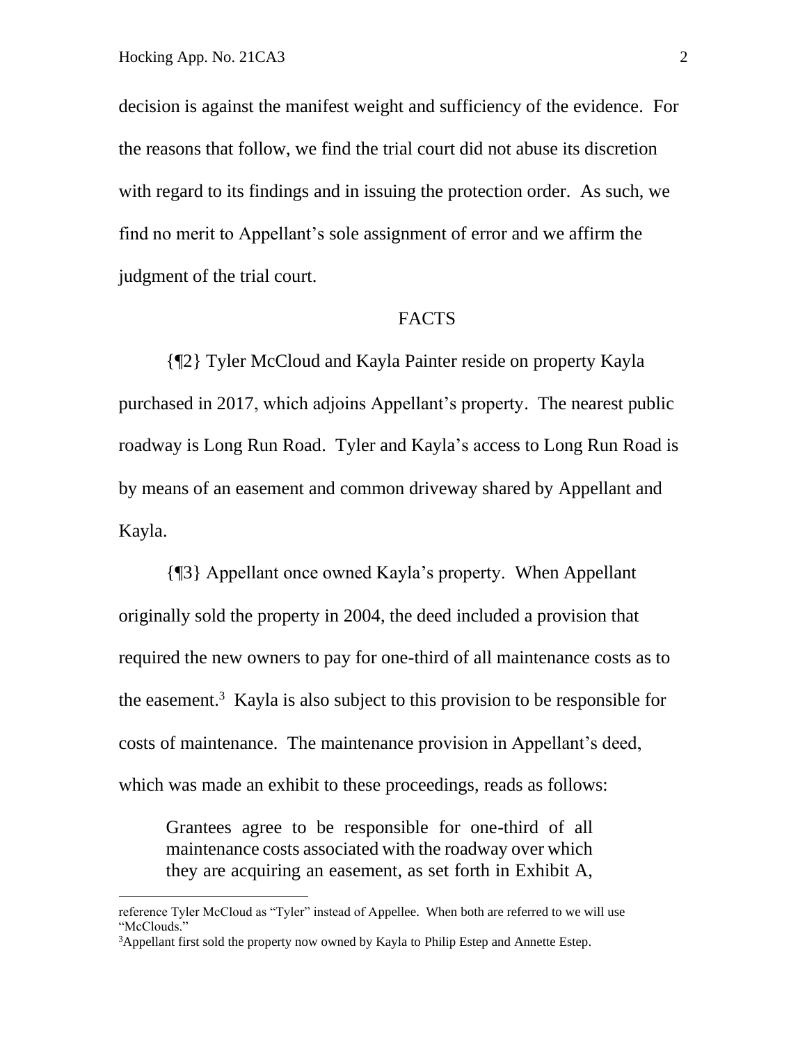decision is against the manifest weight and sufficiency of the evidence. For the reasons that follow, we find the trial court did not abuse its discretion with regard to its findings and in issuing the protection order. As such, we find no merit to Appellant's sole assignment of error and we affirm the judgment of the trial court.

## FACTS

{¶2} Tyler McCloud and Kayla Painter reside on property Kayla purchased in 2017, which adjoins Appellant's property. The nearest public roadway is Long Run Road. Tyler and Kayla's access to Long Run Road is by means of an easement and common driveway shared by Appellant and Kayla.

{¶3} Appellant once owned Kayla's property. When Appellant originally sold the property in 2004, the deed included a provision that required the new owners to pay for one-third of all maintenance costs as to the easement.[3] Kayla is also subject to this provision to be responsible for costs of maintenance. The maintenance provision in Appellant's deed, which was made an exhibit to these proceedings, reads as follows:

> Grantees agree to be responsible for one-third of all maintenance costs associated with the roadway over which they are acquiring an easement, as set forth in Exhibit A,

---

reference Tyler McCloud as "Tyler" instead of Appellee. When both are referred to we will use "McClouds."

[3]Appellant first sold the property now owned by Kayla to Philip Estep and Annette Estep.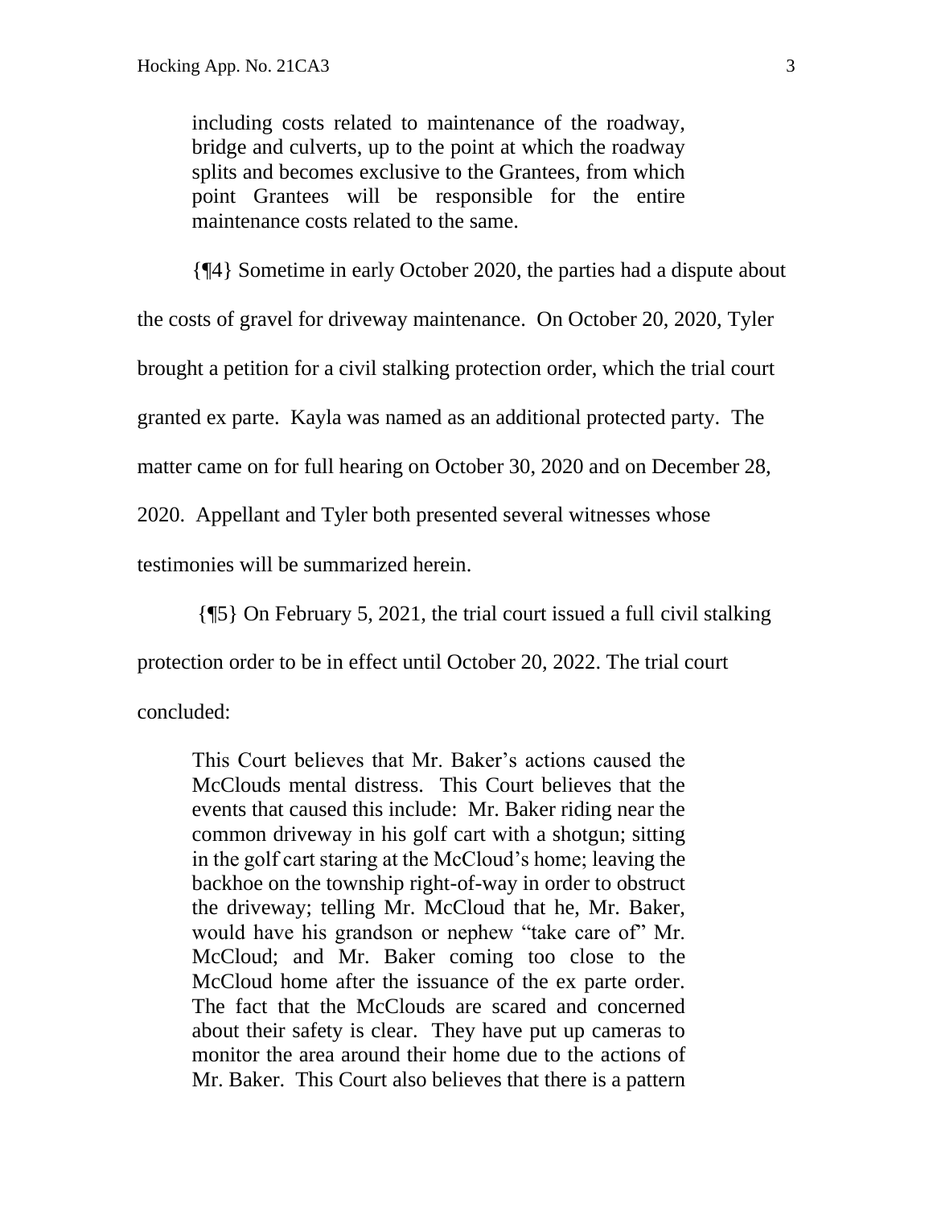> including costs related to maintenance of the roadway, bridge and culverts, up to the point at which the roadway splits and becomes exclusive to the Grantees, from which point Grantees will be responsible for the entire maintenance costs related to the same.

{¶4} Sometime in early October 2020, the parties had a dispute about the costs of gravel for driveway maintenance. On October 20, 2020, Tyler brought a petition for a civil stalking protection order, which the trial court granted ex parte. Kayla was named as an additional protected party. The matter came on for full hearing on October 30, 2020 and on December 28, 2020. Appellant and Tyler both presented several witnesses whose testimonies will be summarized herein.

{¶5} On February 5, 2021, the trial court issued a full civil stalking protection order to be in effect until October 20, 2022. The trial court concluded:

> This Court believes that Mr. Baker's actions caused the McClouds mental distress. This Court believes that the events that caused this include: Mr. Baker riding near the common driveway in his golf cart with a shotgun; sitting in the golf cart staring at the McCloud's home; leaving the backhoe on the township right-of-way in order to obstruct the driveway; telling Mr. McCloud that he, Mr. Baker, would have his grandson or nephew "take care of" Mr. McCloud; and Mr. Baker coming too close to the McCloud home after the issuance of the ex parte order. The fact that the McClouds are scared and concerned about their safety is clear. They have put up cameras to monitor the area around their home due to the actions of Mr. Baker. This Court also believes that there is a pattern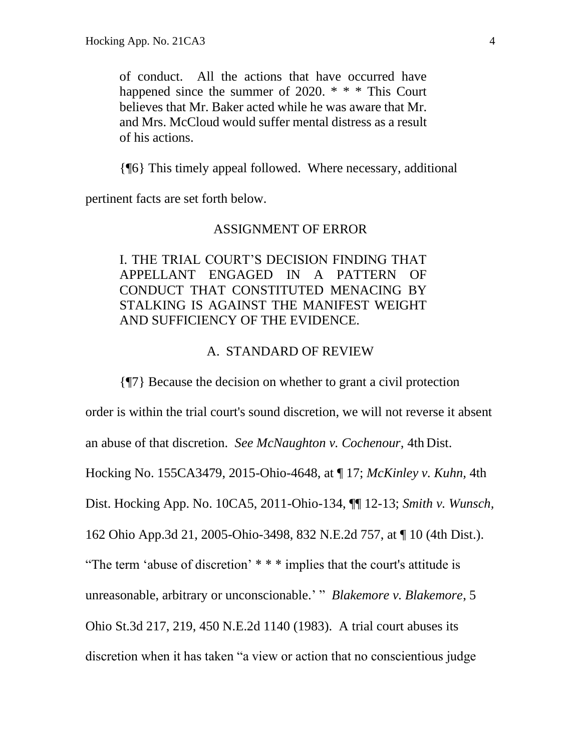> of conduct. All the actions that have occurred have happened since the summer of 2020. * * * This Court believes that Mr. Baker acted while he was aware that Mr. and Mrs. McCloud would suffer mental distress as a result of his actions.

{¶6} This timely appeal followed. Where necessary, additional pertinent facts are set forth below.

## ASSIGNMENT OF ERROR

> I. THE TRIAL COURT'S DECISION FINDING THAT APPELLANT ENGAGED IN A PATTERN OF CONDUCT THAT CONSTITUTED MENACING BY STALKING IS AGAINST THE MANIFEST WEIGHT AND SUFFICIENCY OF THE EVIDENCE.

### A. STANDARD OF REVIEW

{¶7} Because the decision on whether to grant a civil protection order is within the trial court's sound discretion, we will not reverse it absent an abuse of that discretion. *See McNaughton v. Cochenour,* 4th Dist. Hocking No. 155CA3479, 2015-Ohio-4648, at ¶ 17; *McKinley v. Kuhn,* 4th Dist. Hocking App. No. 10CA5, 2011-Ohio-134, ¶¶ 12-13; *Smith v. Wunsch,* 162 Ohio App.3d 21, 2005-Ohio-3498, 832 N.E.2d 757, at ¶ 10 (4th Dist.). "The term 'abuse of discretion' * * * implies that the court's attitude is unreasonable, arbitrary or unconscionable.' " *Blakemore v. Blakemore*, 5 Ohio St.3d 217, 219, 450 N.E.2d 1140 (1983). A trial court abuses its discretion when it has taken "a view or action that no conscientious judge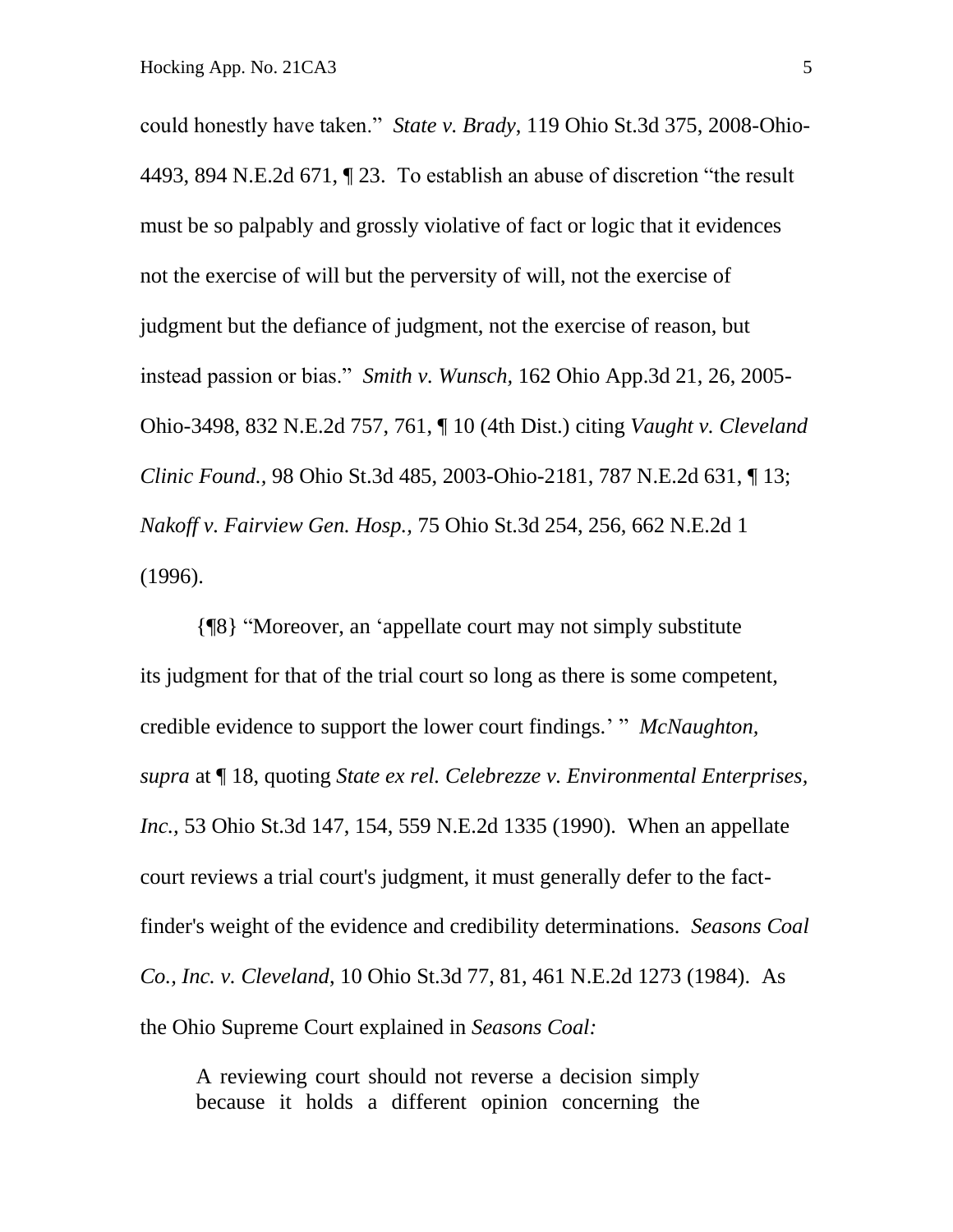could honestly have taken." *State v. Brady*, 119 Ohio St.3d 375, 2008-Ohio-4493, 894 N.E.2d 671, ¶ 23. To establish an abuse of discretion "the result must be so palpably and grossly violative of fact or logic that it evidences not the exercise of will but the perversity of will, not the exercise of judgment but the defiance of judgment, not the exercise of reason, but instead passion or bias." *Smith v. Wunsch*, 162 Ohio App.3d 21, 26, 2005-Ohio-3498, 832 N.E.2d 757, 761, ¶ 10 (4th Dist.) citing *Vaught v. Cleveland Clinic Found.*, 98 Ohio St.3d 485, 2003-Ohio-2181, 787 N.E.2d 631, ¶ 13; *Nakoff v. Fairview Gen. Hosp.*, 75 Ohio St.3d 254, 256, 662 N.E.2d 1 (1996).

{¶8} "Moreover, an 'appellate court may not simply substitute its judgment for that of the trial court so long as there is some competent, credible evidence to support the lower court findings.' " *McNaughton, supra* at ¶ 18, quoting *State ex rel. Celebrezze v. Environmental Enterprises, Inc.*, 53 Ohio St.3d 147, 154, 559 N.E.2d 1335 (1990). When an appellate court reviews a trial court's judgment, it must generally defer to the fact-finder's weight of the evidence and credibility determinations. *Seasons Coal Co., Inc. v. Cleveland*, 10 Ohio St.3d 77, 81, 461 N.E.2d 1273 (1984). As the Ohio Supreme Court explained in *Seasons Coal:*

> A reviewing court should not reverse a decision simply because it holds a different opinion concerning the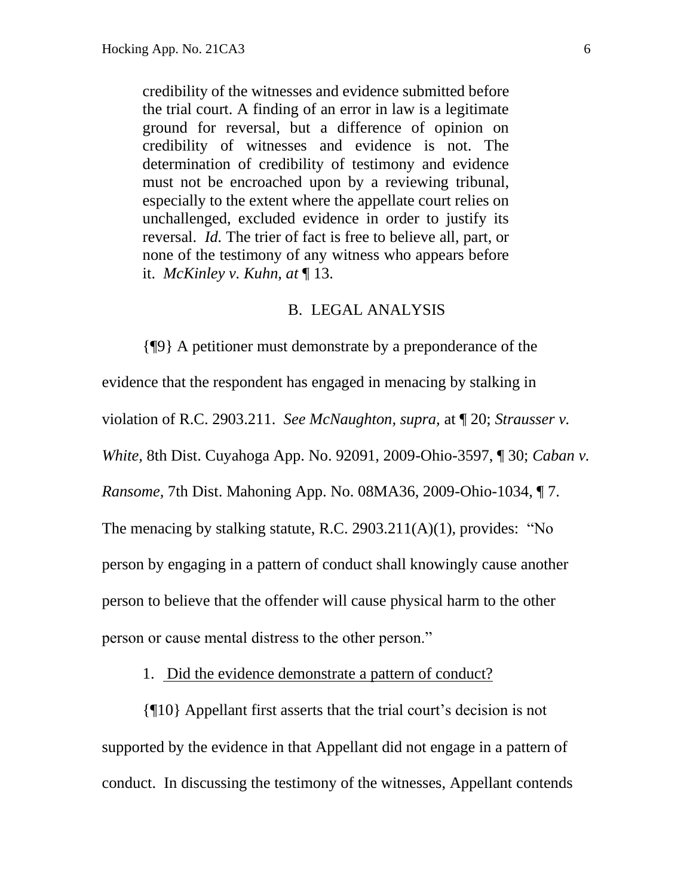> credibility of the witnesses and evidence submitted before the trial court. A finding of an error in law is a legitimate ground for reversal, but a difference of opinion on credibility of witnesses and evidence is not. The determination of credibility of testimony and evidence must not be encroached upon by a reviewing tribunal, especially to the extent where the appellate court relies on unchallenged, excluded evidence in order to justify its reversal. *Id.* The trier of fact is free to believe all, part, or none of the testimony of any witness who appears before it. *McKinley v. Kuhn, at* ¶ 13.

## B. LEGAL ANALYSIS

{¶9} A petitioner must demonstrate by a preponderance of the evidence that the respondent has engaged in menacing by stalking in violation of R.C. 2903.211. *See McNaughton, supra,* at ¶ 20; *Strausser v. White,* 8th Dist. Cuyahoga App. No. 92091, 2009-Ohio-3597, ¶ 30; *Caban v. Ransome,* 7th Dist. Mahoning App. No. 08MA36, 2009-Ohio-1034, ¶ 7. The menacing by stalking statute, R.C. 2903.211(A)(1), provides: "No person by engaging in a pattern of conduct shall knowingly cause another person to believe that the offender will cause physical harm to the other person or cause mental distress to the other person."

1. Did the evidence demonstrate a pattern of conduct?

{¶10} Appellant first asserts that the trial court's decision is not supported by the evidence in that Appellant did not engage in a pattern of conduct. In discussing the testimony of the witnesses, Appellant contends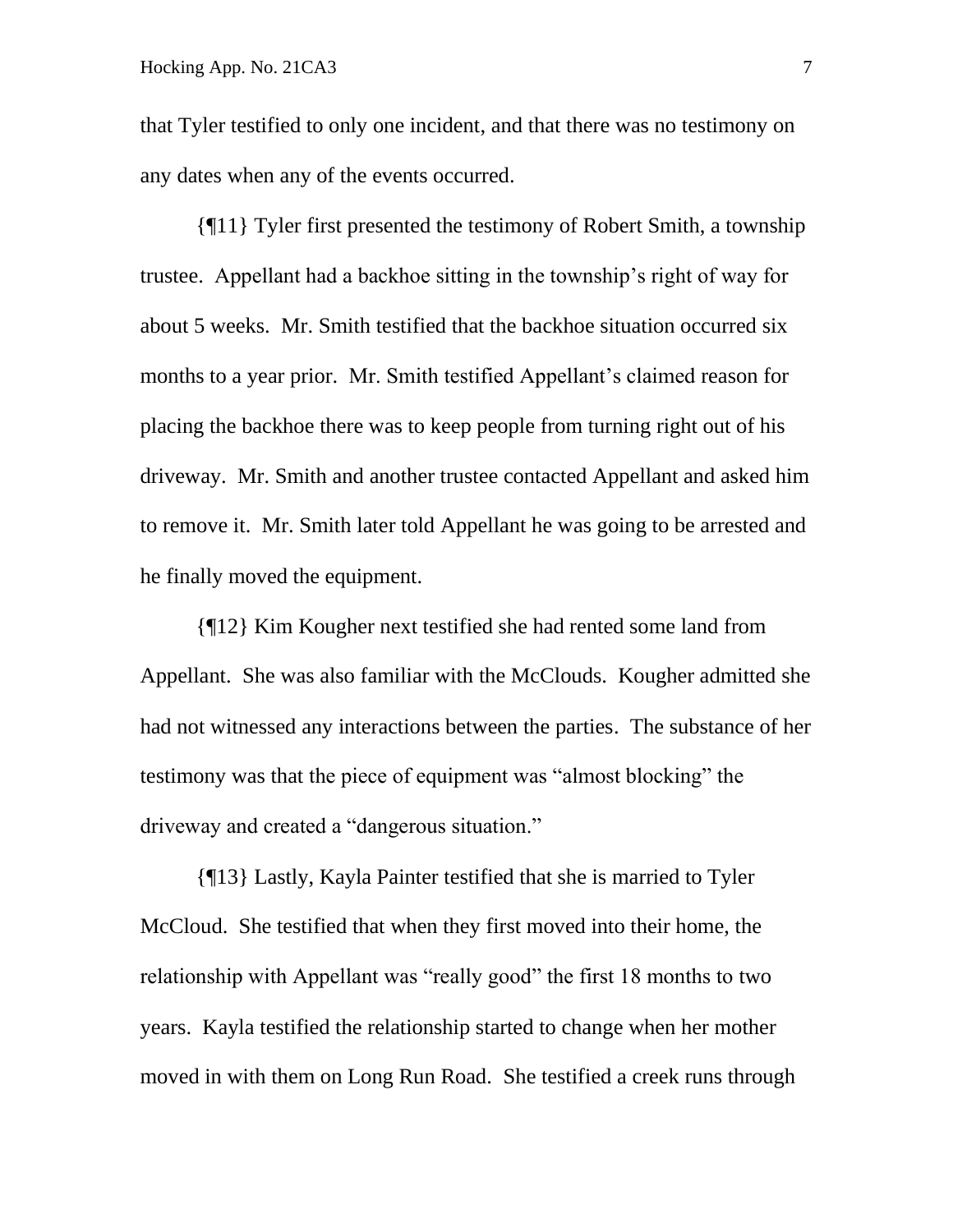that Tyler testified to only one incident, and that there was no testimony on any dates when any of the events occurred.

{¶11} Tyler first presented the testimony of Robert Smith, a township trustee. Appellant had a backhoe sitting in the township's right of way for about 5 weeks. Mr. Smith testified that the backhoe situation occurred six months to a year prior. Mr. Smith testified Appellant's claimed reason for placing the backhoe there was to keep people from turning right out of his driveway. Mr. Smith and another trustee contacted Appellant and asked him to remove it. Mr. Smith later told Appellant he was going to be arrested and he finally moved the equipment.

{¶12} Kim Kougher next testified she had rented some land from Appellant. She was also familiar with the McClouds. Kougher admitted she had not witnessed any interactions between the parties. The substance of her testimony was that the piece of equipment was "almost blocking" the driveway and created a "dangerous situation."

{¶13} Lastly, Kayla Painter testified that she is married to Tyler McCloud. She testified that when they first moved into their home, the relationship with Appellant was "really good" the first 18 months to two years. Kayla testified the relationship started to change when her mother moved in with them on Long Run Road. She testified a creek runs through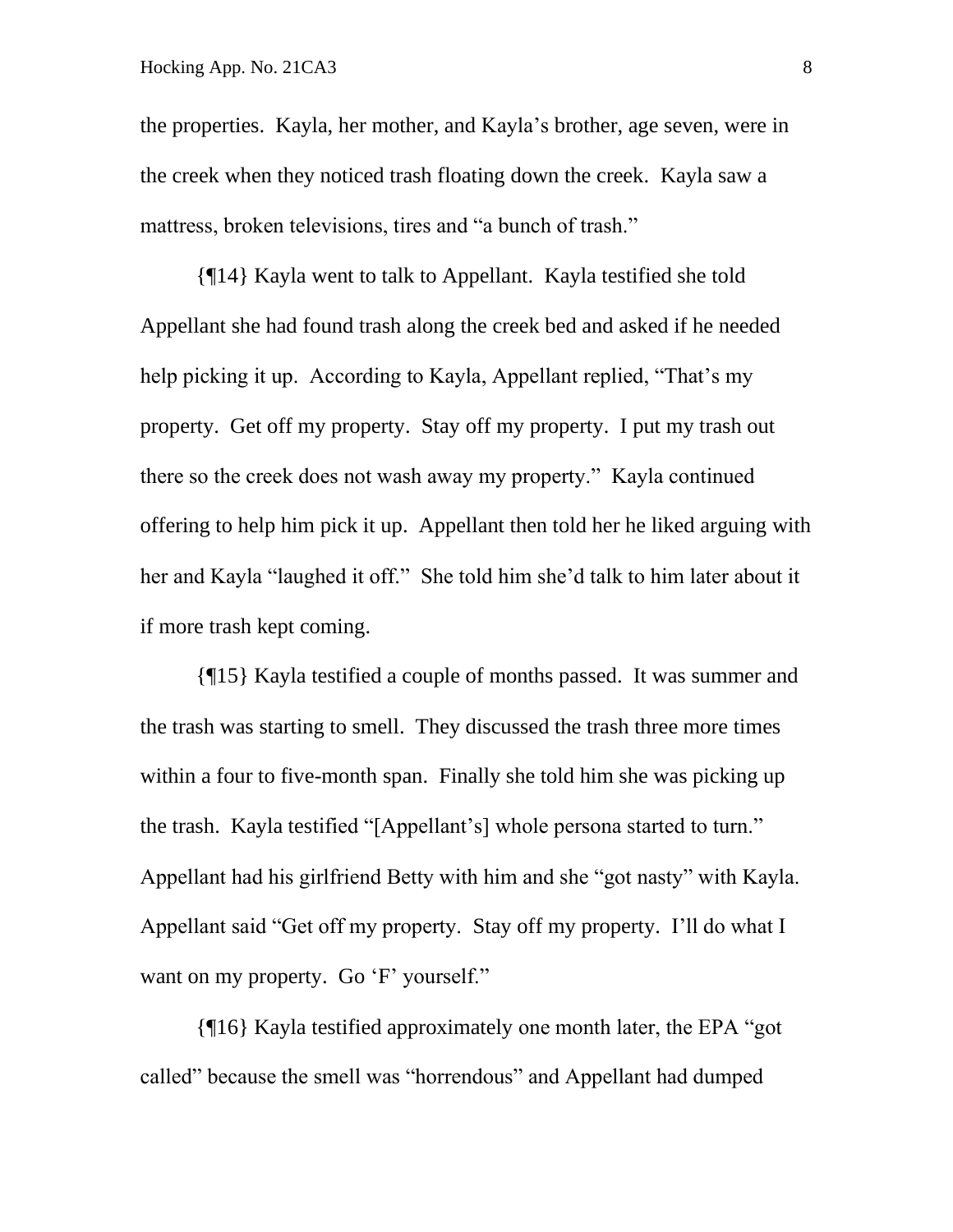the properties. Kayla, her mother, and Kayla's brother, age seven, were in the creek when they noticed trash floating down the creek. Kayla saw a mattress, broken televisions, tires and "a bunch of trash."

{¶14} Kayla went to talk to Appellant. Kayla testified she told Appellant she had found trash along the creek bed and asked if he needed help picking it up. According to Kayla, Appellant replied, "That's my property. Get off my property. Stay off my property. I put my trash out there so the creek does not wash away my property." Kayla continued offering to help him pick it up. Appellant then told her he liked arguing with her and Kayla "laughed it off." She told him she'd talk to him later about it if more trash kept coming.

{¶15} Kayla testified a couple of months passed. It was summer and the trash was starting to smell. They discussed the trash three more times within a four to five-month span. Finally she told him she was picking up the trash. Kayla testified "[Appellant's] whole persona started to turn." Appellant had his girlfriend Betty with him and she "got nasty" with Kayla. Appellant said "Get off my property. Stay off my property. I'll do what I want on my property. Go 'F' yourself."

{¶16} Kayla testified approximately one month later, the EPA "got called" because the smell was "horrendous" and Appellant had dumped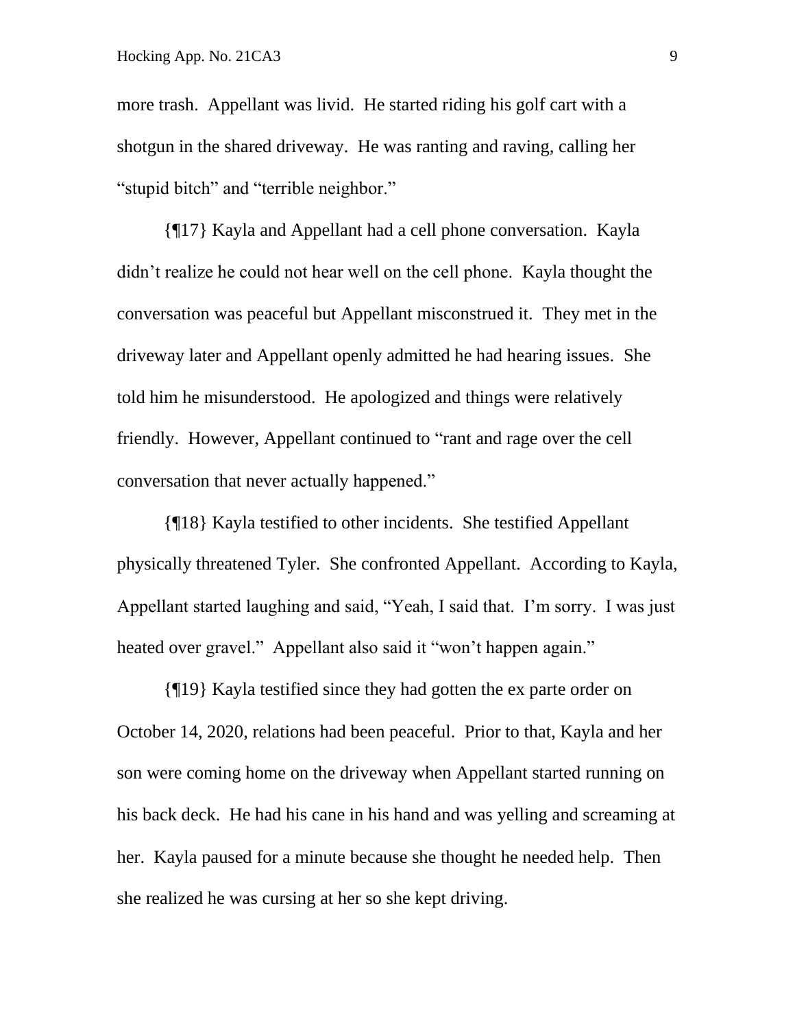more trash. Appellant was livid. He started riding his golf cart with a shotgun in the shared driveway. He was ranting and raving, calling her "stupid bitch" and "terrible neighbor."

{¶17} Kayla and Appellant had a cell phone conversation. Kayla didn't realize he could not hear well on the cell phone. Kayla thought the conversation was peaceful but Appellant misconstrued it. They met in the driveway later and Appellant openly admitted he had hearing issues. She told him he misunderstood. He apologized and things were relatively friendly. However, Appellant continued to "rant and rage over the cell conversation that never actually happened."

{¶18} Kayla testified to other incidents. She testified Appellant physically threatened Tyler. She confronted Appellant. According to Kayla, Appellant started laughing and said, "Yeah, I said that. I'm sorry. I was just heated over gravel." Appellant also said it "won't happen again."

{¶19} Kayla testified since they had gotten the ex parte order on October 14, 2020, relations had been peaceful. Prior to that, Kayla and her son were coming home on the driveway when Appellant started running on his back deck. He had his cane in his hand and was yelling and screaming at her. Kayla paused for a minute because she thought he needed help. Then she realized he was cursing at her so she kept driving.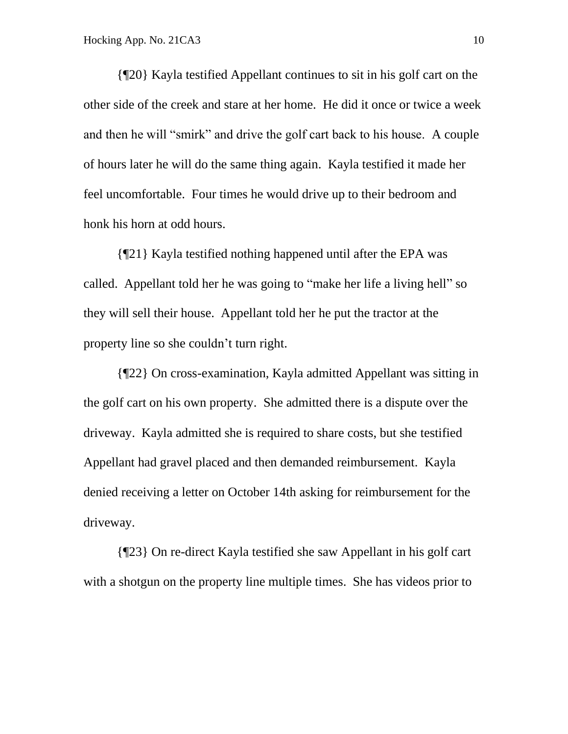{¶20} Kayla testified Appellant continues to sit in his golf cart on the other side of the creek and stare at her home. He did it once or twice a week and then he will "smirk" and drive the golf cart back to his house. A couple of hours later he will do the same thing again. Kayla testified it made her feel uncomfortable. Four times he would drive up to their bedroom and honk his horn at odd hours.

{¶21} Kayla testified nothing happened until after the EPA was called. Appellant told her he was going to "make her life a living hell" so they will sell their house. Appellant told her he put the tractor at the property line so she couldn't turn right.

{¶22} On cross-examination, Kayla admitted Appellant was sitting in the golf cart on his own property. She admitted there is a dispute over the driveway. Kayla admitted she is required to share costs, but she testified Appellant had gravel placed and then demanded reimbursement. Kayla denied receiving a letter on October 14th asking for reimbursement for the driveway.

{¶23} On re-direct Kayla testified she saw Appellant in his golf cart with a shotgun on the property line multiple times. She has videos prior to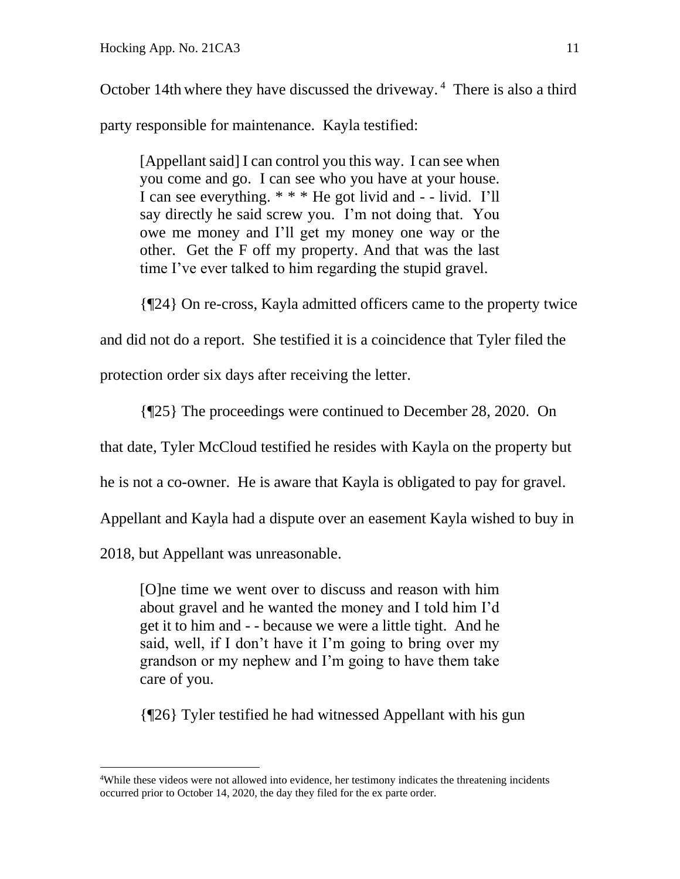October 14th where they have discussed the driveway.[4] There is also a third party responsible for maintenance. Kayla testified:

> [Appellant said] I can control you this way. I can see when you come and go. I can see who you have at your house. I can see everything. * * * He got livid and - - livid. I'll say directly he said screw you. I'm not doing that. You owe me money and I'll get my money one way or the other. Get the F off my property. And that was the last time I've ever talked to him regarding the stupid gravel.

{¶24} On re-cross, Kayla admitted officers came to the property twice and did not do a report. She testified it is a coincidence that Tyler filed the protection order six days after receiving the letter.

{¶25} The proceedings were continued to December 28, 2020. On that date, Tyler McCloud testified he resides with Kayla on the property but he is not a co-owner. He is aware that Kayla is obligated to pay for gravel. Appellant and Kayla had a dispute over an easement Kayla wished to buy in 2018, but Appellant was unreasonable.

> [O]ne time we went over to discuss and reason with him about gravel and he wanted the money and I told him I'd get it to him and - - because we were a little tight. And he said, well, if I don't have it I'm going to bring over my grandson or my nephew and I'm going to have them take care of you.

{¶26} Tyler testified he had witnessed Appellant with his gun

---

[4] While these videos were not allowed into evidence, her testimony indicates the threatening incidents occurred prior to October 14, 2020, the day they filed for the ex parte order.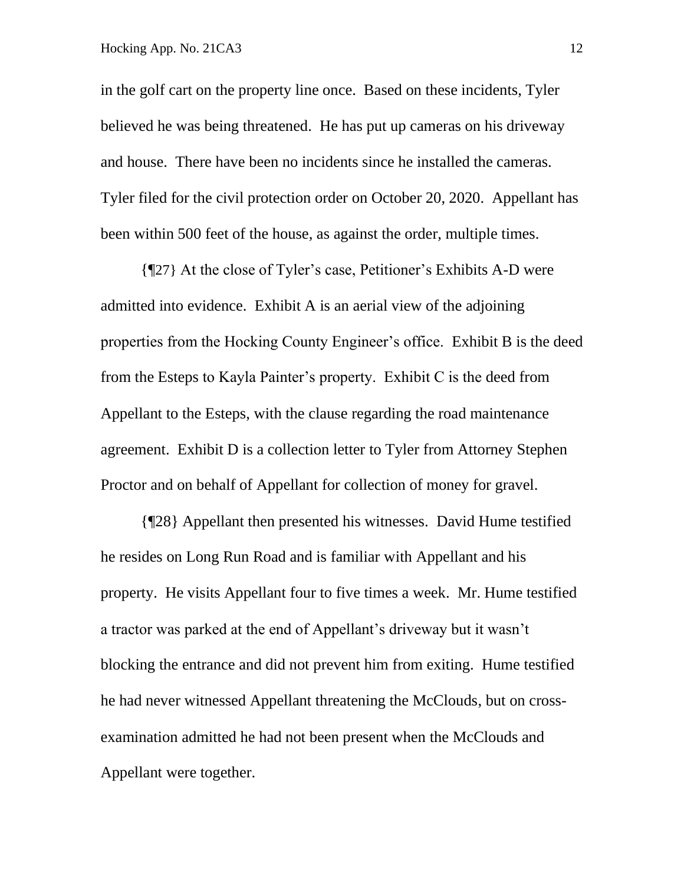in the golf cart on the property line once. Based on these incidents, Tyler believed he was being threatened. He has put up cameras on his driveway and house. There have been no incidents since he installed the cameras. Tyler filed for the civil protection order on October 20, 2020. Appellant has been within 500 feet of the house, as against the order, multiple times.

{¶27} At the close of Tyler's case, Petitioner's Exhibits A-D were admitted into evidence. Exhibit A is an aerial view of the adjoining properties from the Hocking County Engineer's office. Exhibit B is the deed from the Esteps to Kayla Painter's property. Exhibit C is the deed from Appellant to the Esteps, with the clause regarding the road maintenance agreement. Exhibit D is a collection letter to Tyler from Attorney Stephen Proctor and on behalf of Appellant for collection of money for gravel.

{¶28} Appellant then presented his witnesses. David Hume testified he resides on Long Run Road and is familiar with Appellant and his property. He visits Appellant four to five times a week. Mr. Hume testified a tractor was parked at the end of Appellant's driveway but it wasn't blocking the entrance and did not prevent him from exiting. Hume testified he had never witnessed Appellant threatening the McClouds, but on cross-examination admitted he had not been present when the McClouds and Appellant were together.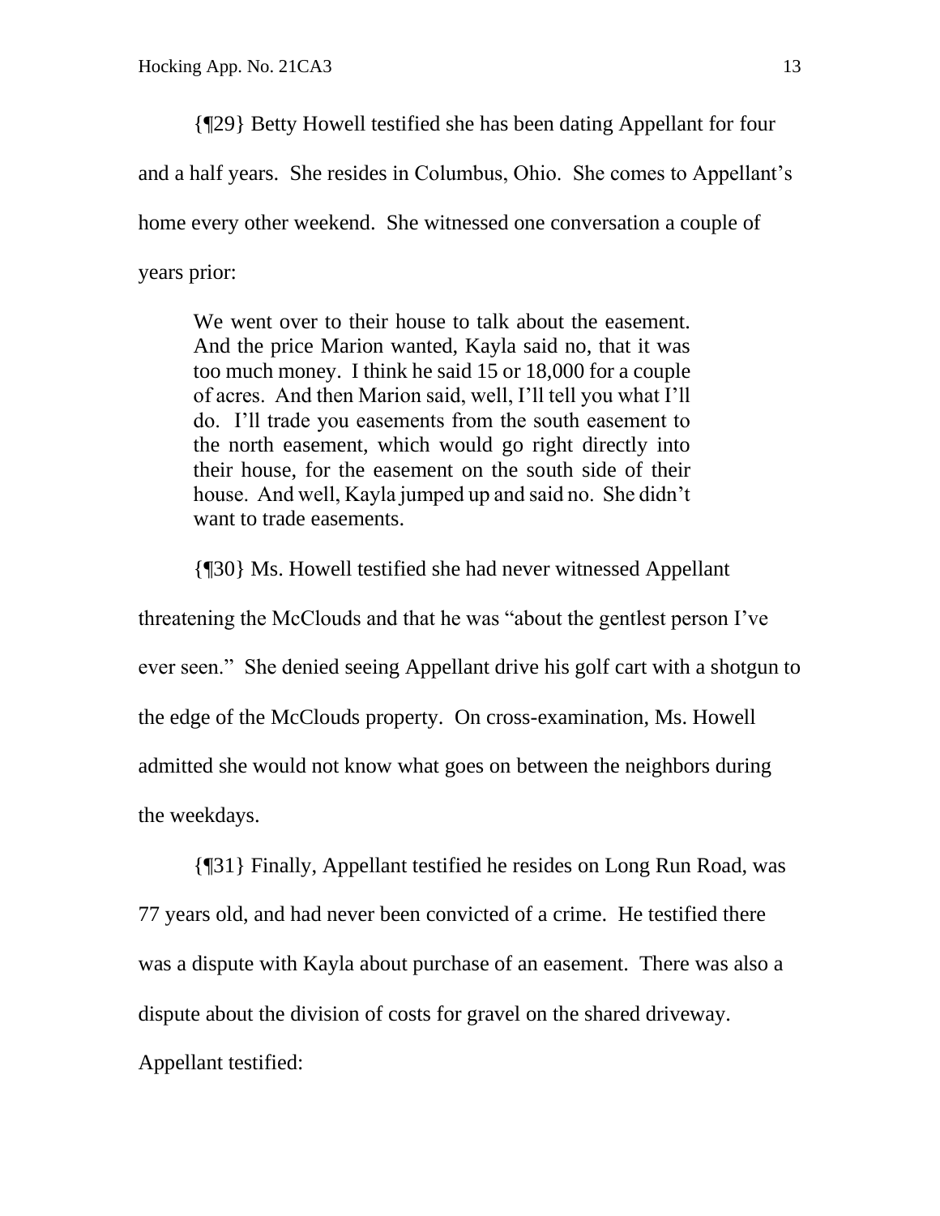{¶29} Betty Howell testified she has been dating Appellant for four and a half years. She resides in Columbus, Ohio. She comes to Appellant's home every other weekend. She witnessed one conversation a couple of years prior:

> We went over to their house to talk about the easement. And the price Marion wanted, Kayla said no, that it was too much money. I think he said 15 or 18,000 for a couple of acres. And then Marion said, well, I'll tell you what I'll do. I'll trade you easements from the south easement to the north easement, which would go right directly into their house, for the easement on the south side of their house. And well, Kayla jumped up and said no. She didn't want to trade easements.

{¶30} Ms. Howell testified she had never witnessed Appellant threatening the McClouds and that he was "about the gentlest person I've ever seen." She denied seeing Appellant drive his golf cart with a shotgun to the edge of the McClouds property. On cross-examination, Ms. Howell admitted she would not know what goes on between the neighbors during the weekdays.

{¶31} Finally, Appellant testified he resides on Long Run Road, was 77 years old, and had never been convicted of a crime. He testified there was a dispute with Kayla about purchase of an easement. There was also a dispute about the division of costs for gravel on the shared driveway. Appellant testified: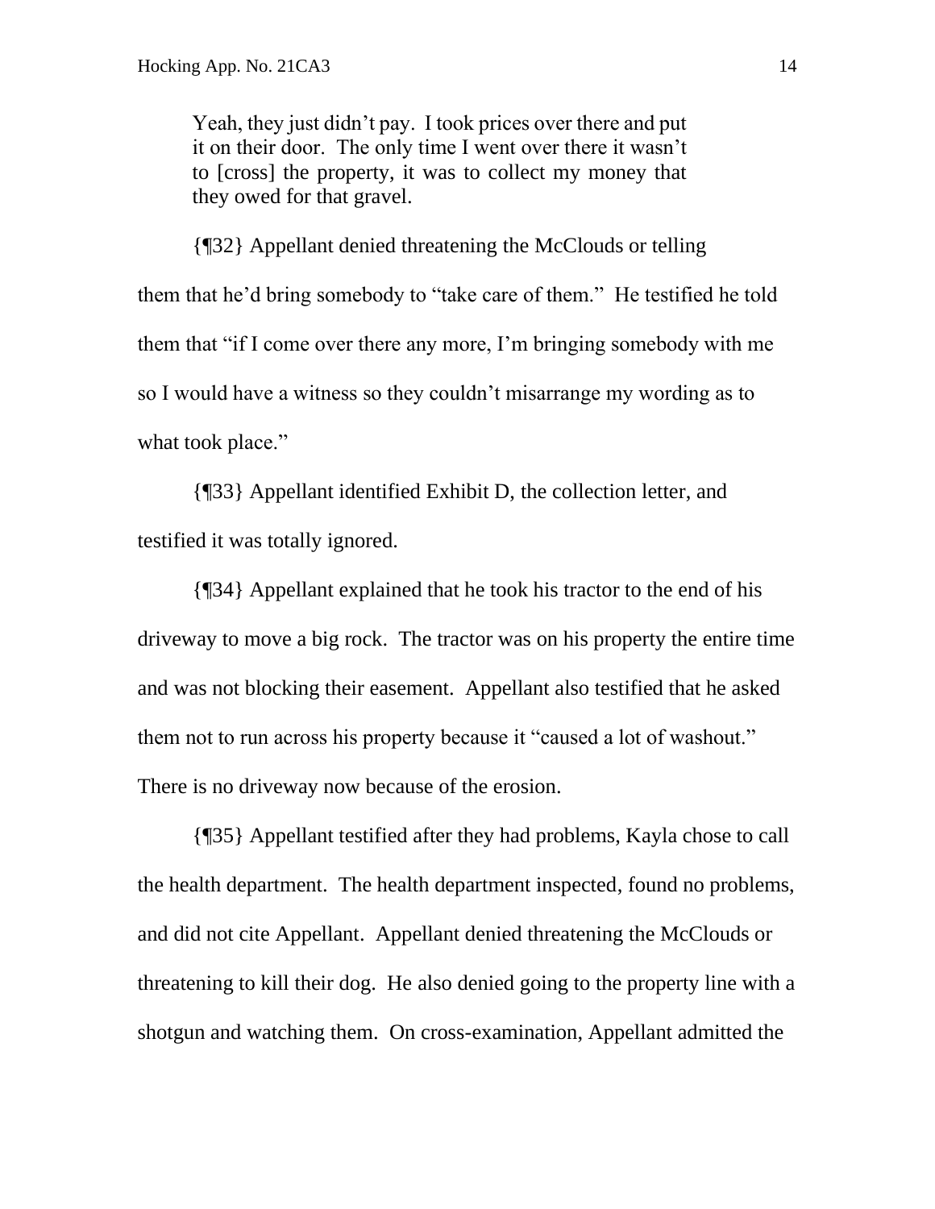> Yeah, they just didn't pay. I took prices over there and put it on their door. The only time I went over there it wasn't to [cross] the property, it was to collect my money that they owed for that gravel.

{¶32} Appellant denied threatening the McClouds or telling them that he'd bring somebody to "take care of them." He testified he told them that "if I come over there any more, I'm bringing somebody with me so I would have a witness so they couldn't misarrange my wording as to what took place."

{¶33} Appellant identified Exhibit D, the collection letter, and testified it was totally ignored.

{¶34} Appellant explained that he took his tractor to the end of his driveway to move a big rock. The tractor was on his property the entire time and was not blocking their easement. Appellant also testified that he asked them not to run across his property because it "caused a lot of washout." There is no driveway now because of the erosion.

{¶35} Appellant testified after they had problems, Kayla chose to call the health department. The health department inspected, found no problems, and did not cite Appellant. Appellant denied threatening the McClouds or threatening to kill their dog. He also denied going to the property line with a shotgun and watching them. On cross-examination, Appellant admitted the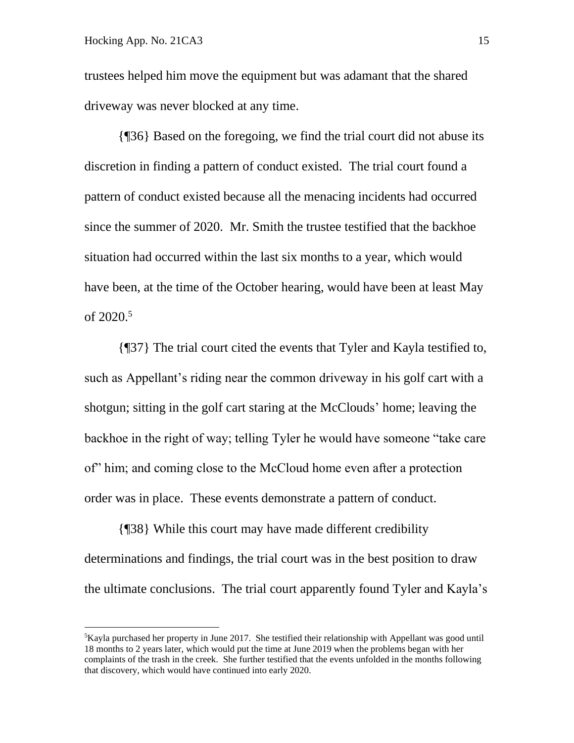trustees helped him move the equipment but was adamant that the shared driveway was never blocked at any time.

{¶36} Based on the foregoing, we find the trial court did not abuse its discretion in finding a pattern of conduct existed. The trial court found a pattern of conduct existed because all the menacing incidents had occurred since the summer of 2020. Mr. Smith the trustee testified that the backhoe situation had occurred within the last six months to a year, which would have been, at the time of the October hearing, would have been at least May of 2020.[5]

{¶37} The trial court cited the events that Tyler and Kayla testified to, such as Appellant's riding near the common driveway in his golf cart with a shotgun; sitting in the golf cart staring at the McClouds' home; leaving the backhoe in the right of way; telling Tyler he would have someone "take care of" him; and coming close to the McCloud home even after a protection order was in place. These events demonstrate a pattern of conduct.

{¶38} While this court may have made different credibility determinations and findings, the trial court was in the best position to draw the ultimate conclusions. The trial court apparently found Tyler and Kayla's

---

[5]Kayla purchased her property in June 2017. She testified their relationship with Appellant was good until 18 months to 2 years later, which would put the time at June 2019 when the problems began with her complaints of the trash in the creek. She further testified that the events unfolded in the months following that discovery, which would have continued into early 2020.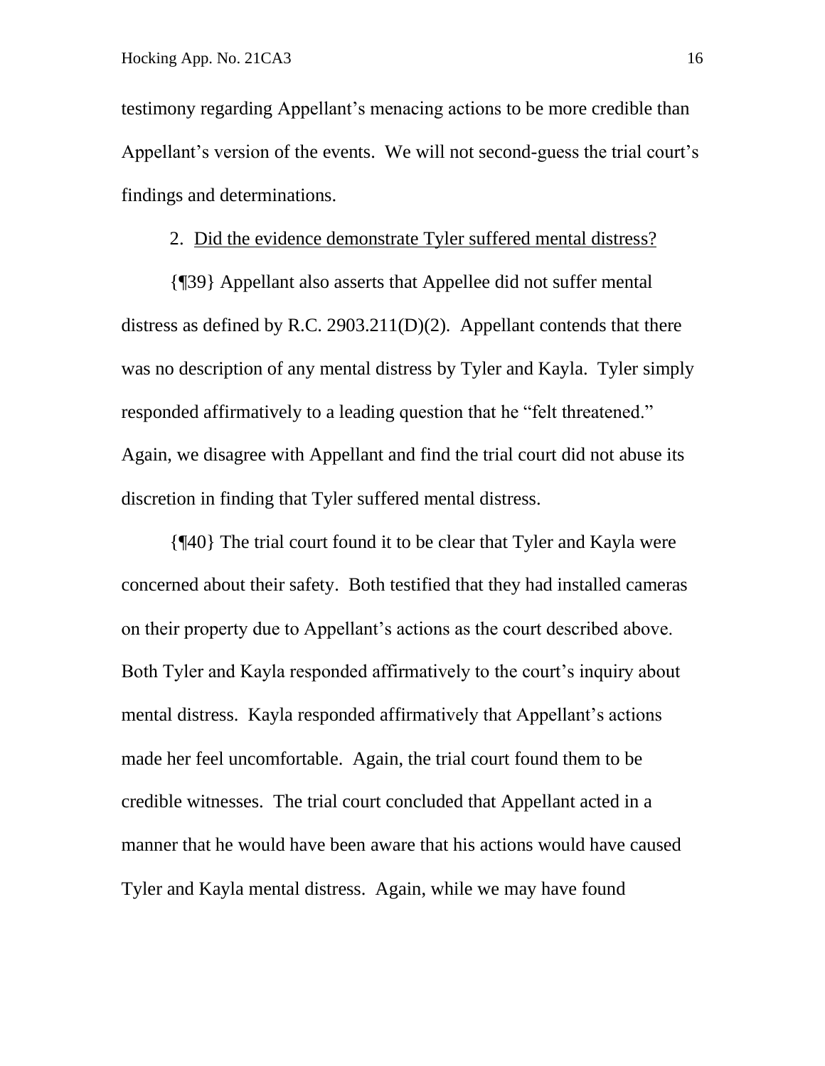testimony regarding Appellant's menacing actions to be more credible than Appellant's version of the events. We will not second-guess the trial court's findings and determinations.

2. Did the evidence demonstrate Tyler suffered mental distress?

{¶39} Appellant also asserts that Appellee did not suffer mental distress as defined by R.C. 2903.211(D)(2). Appellant contends that there was no description of any mental distress by Tyler and Kayla. Tyler simply responded affirmatively to a leading question that he "felt threatened." Again, we disagree with Appellant and find the trial court did not abuse its discretion in finding that Tyler suffered mental distress.

{¶40} The trial court found it to be clear that Tyler and Kayla were concerned about their safety. Both testified that they had installed cameras on their property due to Appellant's actions as the court described above. Both Tyler and Kayla responded affirmatively to the court's inquiry about mental distress. Kayla responded affirmatively that Appellant's actions made her feel uncomfortable. Again, the trial court found them to be credible witnesses. The trial court concluded that Appellant acted in a manner that he would have been aware that his actions would have caused Tyler and Kayla mental distress. Again, while we may have found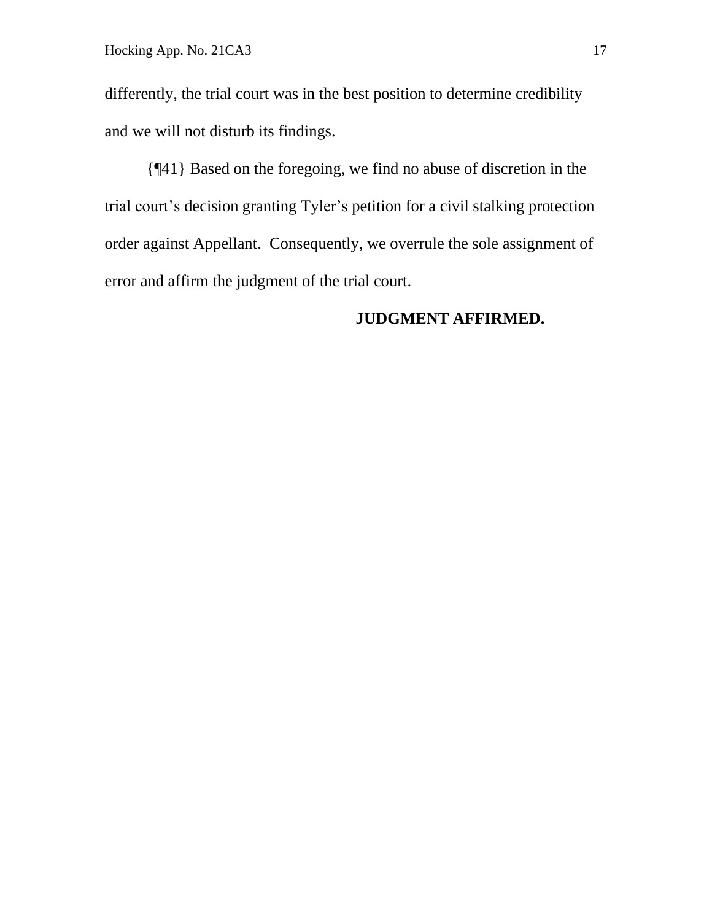differently, the trial court was in the best position to determine credibility and we will not disturb its findings.

{¶41} Based on the foregoing, we find no abuse of discretion in the trial court's decision granting Tyler's petition for a civil stalking protection order against Appellant. Consequently, we overrule the sole assignment of error and affirm the judgment of the trial court.

**JUDGMENT AFFIRMED.**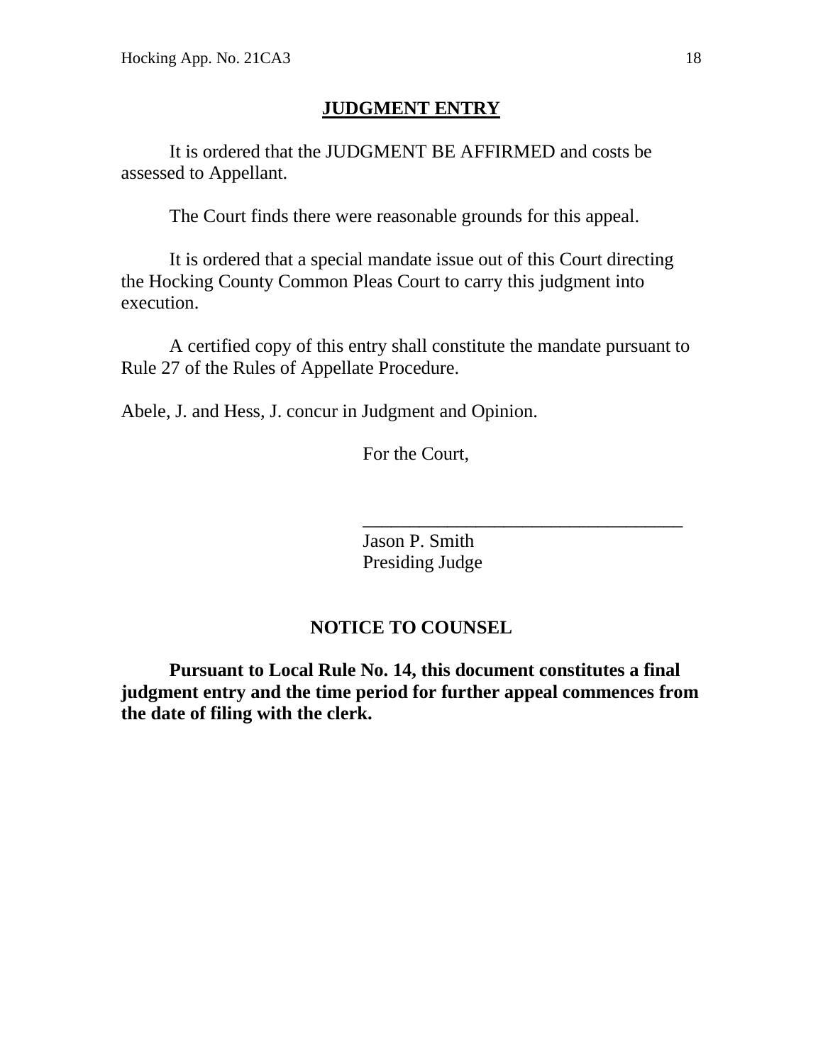## JUDGMENT ENTRY

It is ordered that the JUDGMENT BE AFFIRMED and costs be assessed to Appellant.

The Court finds there were reasonable grounds for this appeal.

It is ordered that a special mandate issue out of this Court directing the Hocking County Common Pleas Court to carry this judgment into execution.

A certified copy of this entry shall constitute the mandate pursuant to Rule 27 of the Rules of Appellate Procedure.

Abele, J. and Hess, J. concur in Judgment and Opinion.

For the Court,

\_\_\_\_\_\_\_\_\_\_\_\_\_\_\_\_\_\_\_\_\_\_\_\_\_\_\_\_\_\_\_\_\_\_\_\_
Jason P. Smith
Presiding Judge

### NOTICE TO COUNSEL

**Pursuant to Local Rule No. 14, this document constitutes a final judgment entry and the time period for further appeal commences from the date of filing with the clerk.**